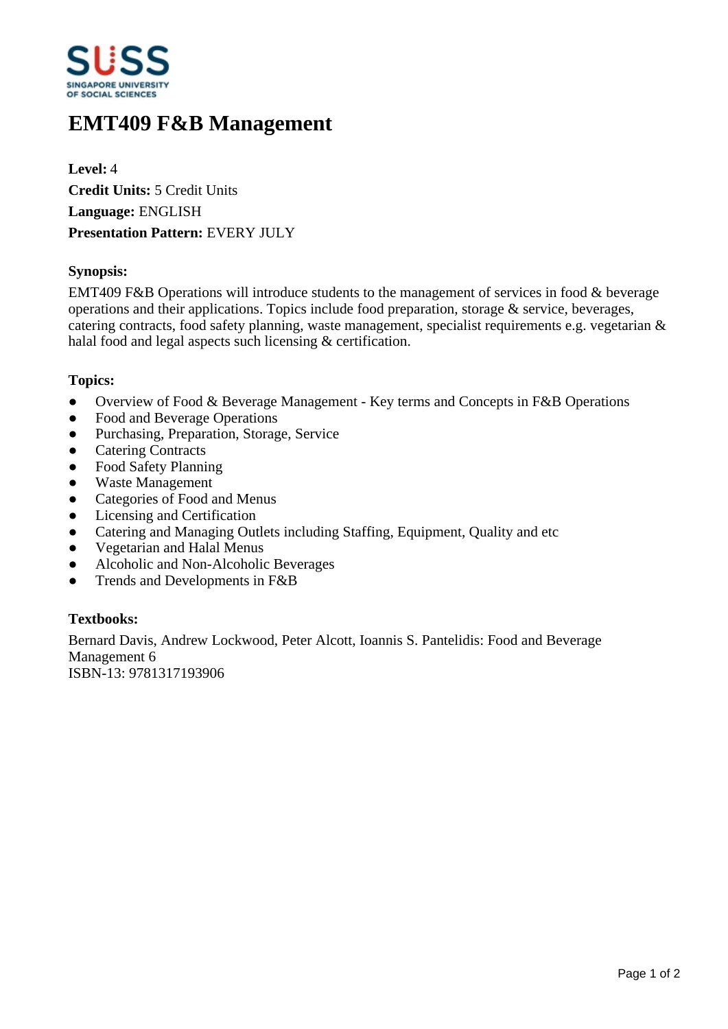# EMT409 F&B Management

**Level:** 4
**Credit Units:** 5 Credit Units
**Language:** ENGLISH
**Presentation Pattern:** EVERY JULY

### Synopsis:

EMT409 F&B Operations will introduce students to the management of services in food & beverage operations and their applications. Topics include food preparation, storage & service, beverages, catering contracts, food safety planning, waste management, specialist requirements e.g. vegetarian & halal food and legal aspects such licensing & certification.

### Topics:

- Overview of Food & Beverage Management - Key terms and Concepts in F&B Operations
- Food and Beverage Operations
- Purchasing, Preparation, Storage, Service
- Catering Contracts
- Food Safety Planning
- Waste Management
- Categories of Food and Menus
- Licensing and Certification
- Catering and Managing Outlets including Staffing, Equipment, Quality and etc
- Vegetarian and Halal Menus
- Alcoholic and Non-Alcoholic Beverages
- Trends and Developments in F&B

### Textbooks:

Bernard Davis, Andrew Lockwood, Peter Alcott, Ioannis S. Pantelidis: Food and Beverage Management 6
ISBN-13: 9781317193906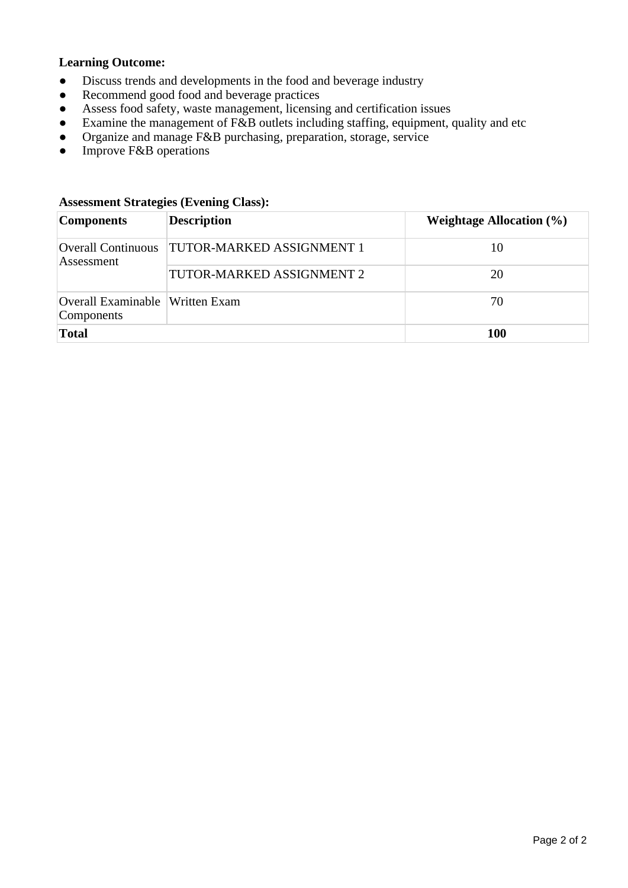**Learning Outcome:**

- Discuss trends and developments in the food and beverage industry
- Recommend good food and beverage practices
- Assess food safety, waste management, licensing and certification issues
- Examine the management of F&B outlets including staffing, equipment, quality and etc
- Organize and manage F&B purchasing, preparation, storage, service
- Improve F&B operations

**Assessment Strategies (Evening Class):**

| Components | Description | Weightage Allocation (%) |
|---|---|---|
| Overall Continuous Assessment | TUTOR-MARKED ASSIGNMENT 1 | 10 |
| | TUTOR-MARKED ASSIGNMENT 2 | 20 |
| Overall Examinable Components | Written Exam | 70 |
| **Total** | | **100** |